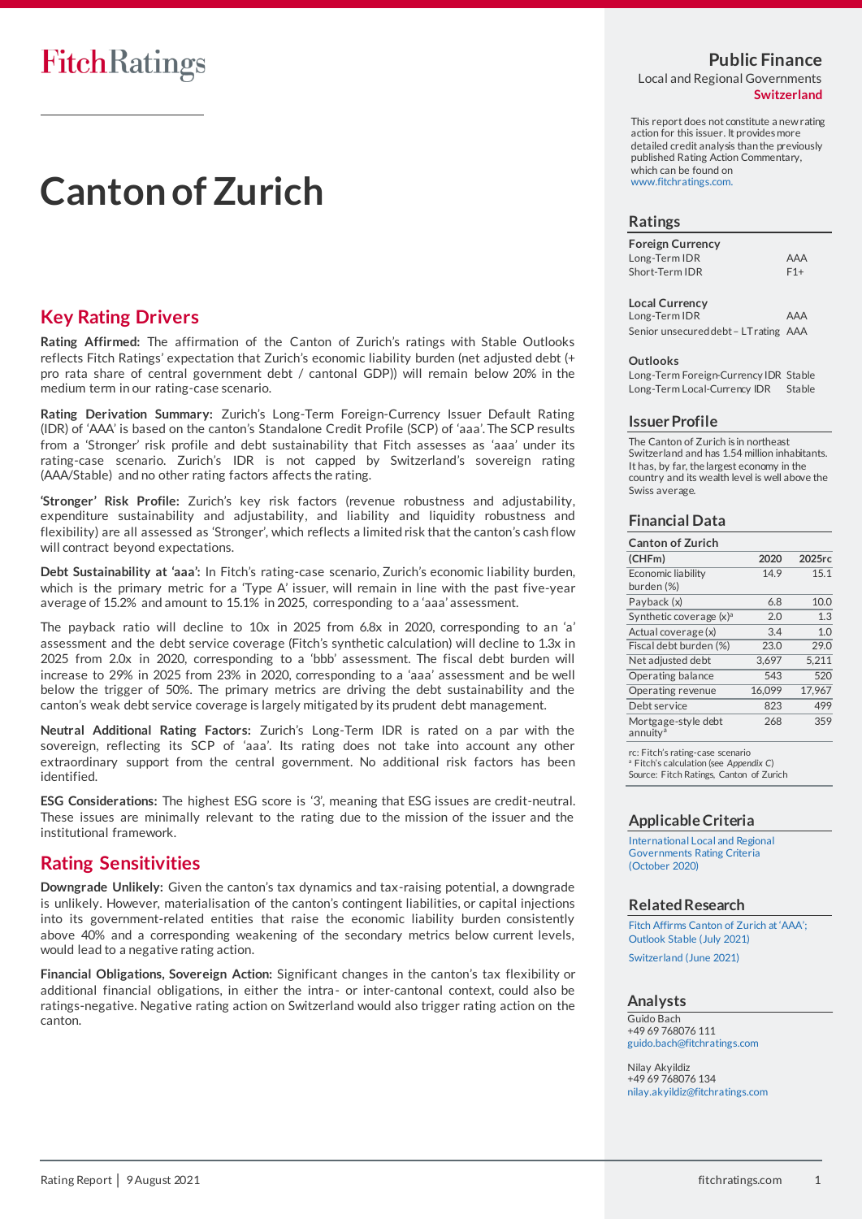# Canton of Zurich

## Key Rating Drivers

**Rating Affirmed:** The affirmation of the Canton of Zurich's ratings with Stable Outlooks reflects Fitch Ratings' expectation that Zurich's economic liability burden (net adjusted debt (+ pro rata share of central government debt / cantonal GDP)) will remain below 20% in the medium term in our rating-case scenario.

**Rating Derivation Summary:** Zurich's Long-Term Foreign-Currency Issuer Default Rating (IDR) of 'AAA' is based on the canton's Standalone Credit Profile (SCP) of 'aaa'. The SCP results from a 'Stronger' risk profile and debt sustainability that Fitch assesses as 'aaa' under its rating-case scenario. Zurich's IDR is not capped by Switzerland's sovereign rating (AAA/Stable) and no other rating factors affects the rating.

**'Stronger' Risk Profile:** Zurich's key risk factors (revenue robustness and adjustability, expenditure sustainability and adjustability, and liability and liquidity robustness and flexibility) are all assessed as 'Stronger', which reflects a limited risk that the canton's cash flow will contract beyond expectations.

**Debt Sustainability at 'aaa':** In Fitch's rating-case scenario, Zurich's economic liability burden, which is the primary metric for a 'Type A' issuer, will remain in line with the past five-year average of 15.2% and amount to 15.1% in 2025, corresponding to a 'aaa' assessment.

The payback ratio will decline to 10x in 2025 from 6.8x in 2020, corresponding to an 'a' assessment and the debt service coverage (Fitch's synthetic calculation) will decline to 1.3x in 2025 from 2.0x in 2020, corresponding to a 'bbb' assessment. The fiscal debt burden will increase to 29% in 2025 from 23% in 2020, corresponding to a 'aaa' assessment and be well below the trigger of 50%. The primary metrics are driving the debt sustainability and the canton's weak debt service coverage is largely mitigated by its prudent debt management.

**Neutral Additional Rating Factors:** Zurich's Long-Term IDR is rated on a par with the sovereign, reflecting its SCP of 'aaa'. Its rating does not take into account any other extraordinary support from the central government. No additional risk factors has been identified.

**ESG Considerations:** The highest ESG score is '3', meaning that ESG issues are credit-neutral. These issues are minimally relevant to the rating due to the mission of the issuer and the institutional framework.

## Rating Sensitivities

**Downgrade Unlikely:** Given the canton's tax dynamics and tax-raising potential, a downgrade is unlikely. However, materialisation of the canton's contingent liabilities, or capital injections into its government-related entities that raise the economic liability burden consistently above 40% and a corresponding weakening of the secondary metrics below current levels, would lead to a negative rating action.

**Financial Obligations, Sovereign Action:** Significant changes in the canton's tax flexibility or additional financial obligations, in either the intra- or inter-cantonal context, could also be ratings-negative. Negative rating action on Switzerland would also trigger rating action on the canton.

**Public Finance**
Local and Regional Governments
Switzerland

This report does not constitute a new rating action for this issuer. It provides more detailed credit analysis than the previously published Rating Action Commentary, which can be found on www.fitchratings.com.

### Ratings

| | |
|---|---|
| **Foreign Currency** | |
| Long-Term IDR | AAA |
| Short-Term IDR | F1+ |
| **Local Currency** | |
| Long-Term IDR | AAA |
| Senior unsecured debt – LT rating | AAA |
| **Outlooks** | |
| Long-Term Foreign-Currency IDR | Stable |
| Long-Term Local-Currency IDR | Stable |

### Issuer Profile

The Canton of Zurich is in northeast Switzerland and has 1.54 million inhabitants. It has, by far, the largest economy in the country and its wealth level is well above the Swiss average.

### Financial Data

**Canton of Zurich**

| (CHFm) | 2020 | 2025rc |
|---|---|---|
| Economic liability burden (%) | 14.9 | 15.1 |
| Payback (x) | 6.8 | 10.0 |
| Synthetic coverage (x)[a] | 2.0 | 1.3 |
| Actual coverage (x) | 3.4 | 1.0 |
| Fiscal debt burden (%) | 23.0 | 29.0 |
| Net adjusted debt | 3,697 | 5,211 |
| Operating balance | 543 | 520 |
| Operating revenue | 16,099 | 17,967 |
| Debt service | 823 | 499 |
| Mortgage-style debt annuity[a] | 268 | 359 |

rc: Fitch's rating-case scenario
[a] Fitch's calculation (see *Appendix C*)
Source: Fitch Ratings, Canton of Zurich

### Applicable Criteria

International Local and Regional Governments Rating Criteria (October 2020)

### Related Research

Fitch Affirms Canton of Zurich at 'AAA'; Outlook Stable (July 2021)

Switzerland (June 2021)

### Analysts

Guido Bach
+49 69 768076 111
guido.bach@fitchratings.com

Nilay Akyildiz
+49 69 768076 134
nilay.akyildiz@fitchratings.com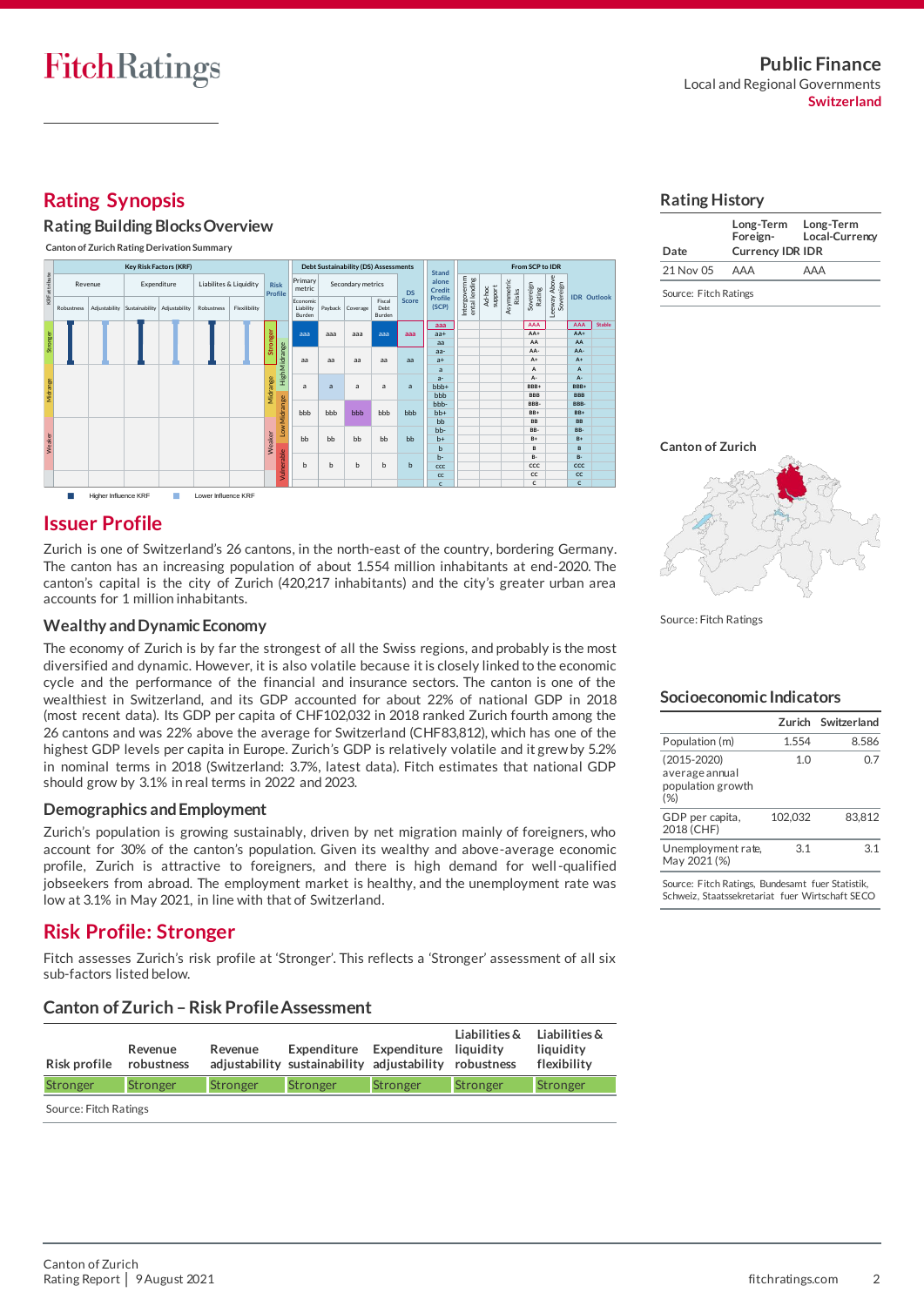## Rating Synopsis

### Rating Building Blocks Overview

Canton of Zurich Rating Derivation Summary

Key Risk Factors (KRF)

Revenue: Robustness, Adjustability
Expenditure: Sustainability, Adjustability
Liabilities & Liquidity: Robustness, Flexibility
Risk Profile

Debt Sustainability (DS) Assessments
Primary metric: Economic Liability Burden
Secondary metrics: Payback, Coverage, Fiscal Debt Burden
DS Score

Stand alone Credit Profile (SCP)

From SCP to IDR
Intergovernmental lending, Ad-hoc support, Asymmetric Risks, Sovereign Rating, Leeway Above Sovereign, IDR, Outlook

Stronger, High Midrange, Midrange, Low Midrange, Weaker, Vulnerable

aaa aaa aaa aaa aaa
aa aa aa aa aa
a a a a a
bbb bbb bbb bbb bbb
bb bb bb bb bb
b b b b b

aaa, aa+, aa, aa-, a+, a, a-, bbb+, bbb, bbb-, bb+, bb, bb-, b+, b, b-, ccc, cc, c

AAA, AA+, AA, AA-, A+, A, A-, BBB+, BBB, BBB-, BB+, BB, BB-, B+, B, B-, CCC, CC, C

AAA Stable

Higher Influence KRF
Lower Influence KRF

## Issuer Profile

Zurich is one of Switzerland's 26 cantons, in the north-east of the country, bordering Germany. The canton has an increasing population of about 1.554 million inhabitants at end-2020. The canton's capital is the city of Zurich (420,217 inhabitants) and the city's greater urban area accounts for 1 million inhabitants.

### Wealthy and Dynamic Economy

The economy of Zurich is by far the strongest of all the Swiss regions, and probably is the most diversified and dynamic. However, it is also volatile because it is closely linked to the economic cycle and the performance of the financial and insurance sectors. The canton is one of the wealthiest in Switzerland, and its GDP accounted for about 22% of national GDP in 2018 (most recent data). Its GDP per capita of CHF102,032 in 2018 ranked Zurich fourth among the 26 cantons and was 22% above the average for Switzerland (CHF83,812), which has one of the highest GDP levels per capita in Europe. Zurich's GDP is relatively volatile and it grew by 5.2% in nominal terms in 2018 (Switzerland: 3.7%, latest data). Fitch estimates that national GDP should grow by 3.1% in real terms in 2022 and 2023.

### Demographics and Employment

Zurich's population is growing sustainably, driven by net migration mainly of foreigners, who account for 30% of the canton's population. Given its wealthy and above-average economic profile, Zurich is attractive to foreigners, and there is high demand for well-qualified jobseekers from abroad. The employment market is healthy, and the unemployment rate was low at 3.1% in May 2021, in line with that of Switzerland.

## Risk Profile: Stronger

Fitch assesses Zurich's risk profile at 'Stronger'. This reflects a 'Stronger' assessment of all six sub-factors listed below.

### Canton of Zurich – Risk Profile Assessment

| Risk profile | Revenue robustness | Revenue adjustability | Expenditure sustainability | Expenditure adjustability | Liabilities & liquidity robustness | Liabilities & liquidity flexibility |
|---|---|---|---|---|---|---|
| Stronger | Stronger | Stronger | Stronger | Stronger | Stronger | Stronger |

Source: Fitch Ratings

## Rating History

| Date | Long-Term Foreign-Currency IDR | Long-Term Local-Currency IDR |
|---|---|---|
| 21 Nov 05 | AAA | AAA |

Source: Fitch Ratings

Canton of Zurich

Source: Fitch Ratings

## Socioeconomic Indicators

| | Zurich | Switzerland |
|---|---|---|
| Population (m) | 1.554 | 8.586 |
| (2015-2020) average annual population growth (%) | 1.0 | 0.7 |
| GDP per capita, 2018 (CHF) | 102,032 | 83,812 |
| Unemployment rate, May 2021 (%) | 3.1 | 3.1 |

Source: Fitch Ratings, Bundesamt fuer Statistik, Schweiz, Staatssekretariat fuer Wirtschaft SECO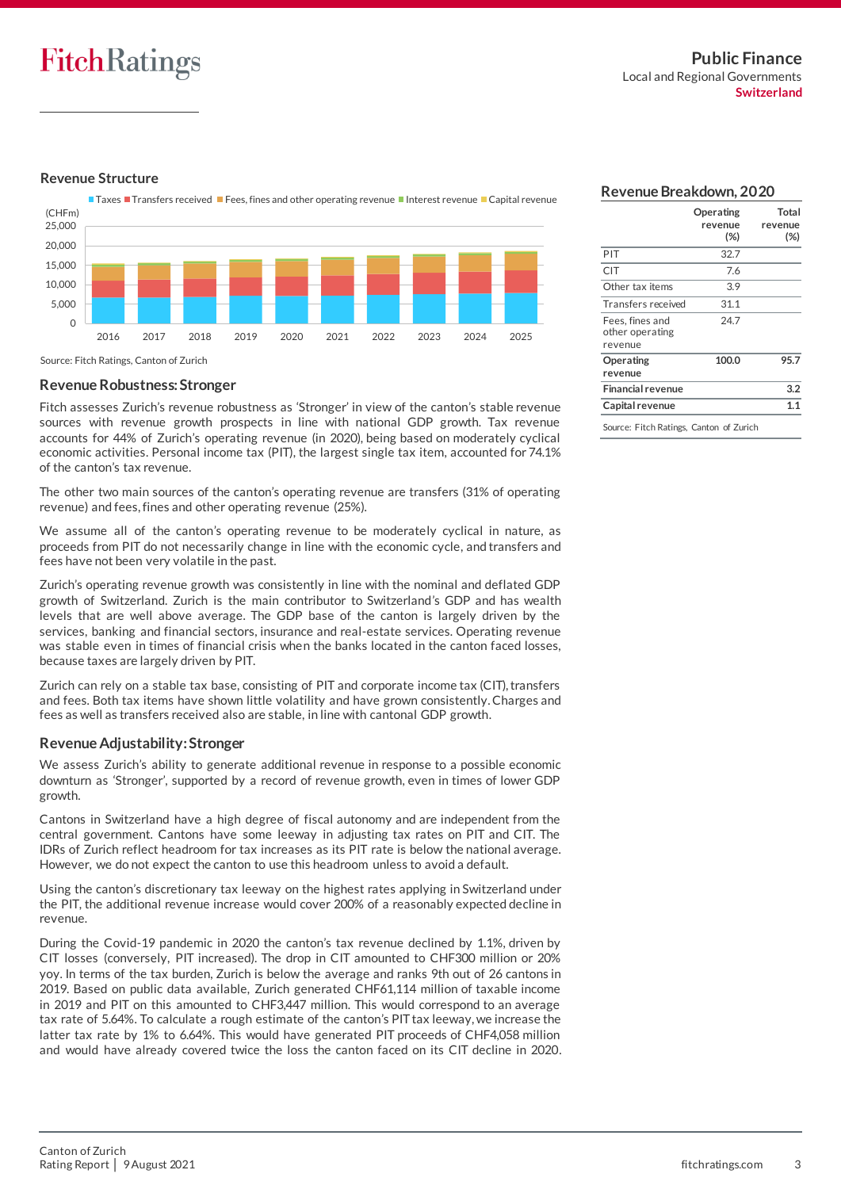## Revenue Structure

Taxes · Transfers received · Fees, fines and other operating revenue · Interest revenue · Capital revenue

(CHFm)

25,000
20,000
15,000
10,000
5,000
0

2016 2017 2018 2019 2020 2021 2022 2023 2024 2025

Source: Fitch Ratings, Canton of Zurich

## Revenue Breakdown, 2020

| | Operating revenue (%) | Total revenue (%) |
|---|---|---|
| PIT | 32.7 | |
| CIT | 7.6 | |
| Other tax items | 3.9 | |
| Transfers received | 31.1 | |
| Fees, fines and other operating revenue | 24.7 | |
| **Operating revenue** | **100.0** | **95.7** |
| **Financial revenue** | | **3.2** |
| **Capital revenue** | | **1.1** |

Source: Fitch Ratings, Canton of Zurich

## Revenue Robustness: Stronger

Fitch assesses Zurich's revenue robustness as 'Stronger' in view of the canton's stable revenue sources with revenue growth prospects in line with national GDP growth. Tax revenue accounts for 44% of Zurich's operating revenue (in 2020), being based on moderately cyclical economic activities. Personal income tax (PIT), the largest single tax item, accounted for 74.1% of the canton's tax revenue.

The other two main sources of the canton's operating revenue are transfers (31% of operating revenue) and fees, fines and other operating revenue (25%).

We assume all of the canton's operating revenue to be moderately cyclical in nature, as proceeds from PIT do not necessarily change in line with the economic cycle, and transfers and fees have not been very volatile in the past.

Zurich's operating revenue growth was consistently in line with the nominal and deflated GDP growth of Switzerland. Zurich is the main contributor to Switzerland's GDP and has wealth levels that are well above average. The GDP base of the canton is largely driven by the services, banking and financial sectors, insurance and real-estate services. Operating revenue was stable even in times of financial crisis when the banks located in the canton faced losses, because taxes are largely driven by PIT.

Zurich can rely on a stable tax base, consisting of PIT and corporate income tax (CIT), transfers and fees. Both tax items have shown little volatility and have grown consistently. Charges and fees as well as transfers received also are stable, in line with cantonal GDP growth.

## Revenue Adjustability: Stronger

We assess Zurich's ability to generate additional revenue in response to a possible economic downturn as 'Stronger', supported by a record of revenue growth, even in times of lower GDP growth.

Cantons in Switzerland have a high degree of fiscal autonomy and are independent from the central government. Cantons have some leeway in adjusting tax rates on PIT and CIT. The IDRs of Zurich reflect headroom for tax increases as its PIT rate is below the national average. However, we do not expect the canton to use this headroom unless to avoid a default.

Using the canton's discretionary tax leeway on the highest rates applying in Switzerland under the PIT, the additional revenue increase would cover 200% of a reasonably expected decline in revenue.

During the Covid-19 pandemic in 2020 the canton's tax revenue declined by 1.1%, driven by CIT losses (conversely, PIT increased). The drop in CIT amounted to CHF300 million or 20% yoy. In terms of the tax burden, Zurich is below the average and ranks 9th out of 26 cantons in 2019. Based on public data available, Zurich generated CHF61,114 million of taxable income in 2019 and PIT on this amounted to CHF3,447 million. This would correspond to an average tax rate of 5.64%. To calculate a rough estimate of the canton's PIT tax leeway, we increase the latter tax rate by 1% to 6.64%. This would have generated PIT proceeds of CHF4,058 million and would have already covered twice the loss the canton faced on its CIT decline in 2020.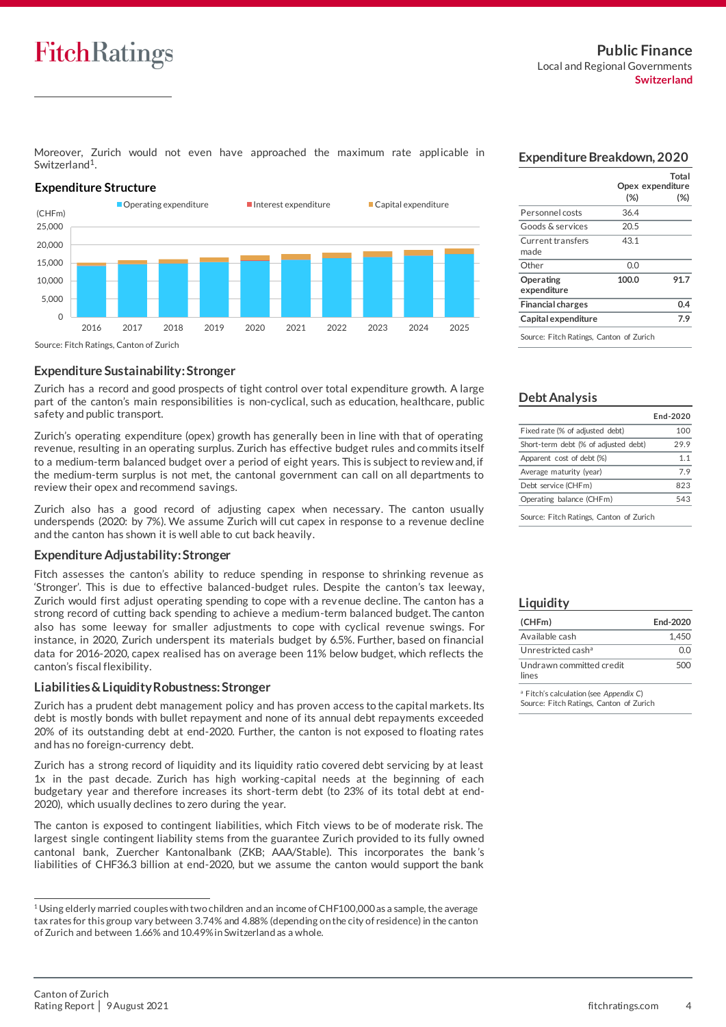Moreover, Zurich would not even have approached the maximum rate applicable in Switzerland[1].

## Expenditure Structure

Operating expenditure
Interest expenditure
Capital expenditure

(CHFm)
25,000
20,000
15,000
10,000
5,000
0

2016 2017 2018 2019 2020 2021 2022 2023 2024 2025

Source: Fitch Ratings, Canton of Zurich

## Expenditure Sustainability: Stronger

Zurich has a record and good prospects of tight control over total expenditure growth. A large part of the canton's main responsibilities is non-cyclical, such as education, healthcare, public safety and public transport.

Zurich's operating expenditure (opex) growth has generally been in line with that of operating revenue, resulting in an operating surplus. Zurich has effective budget rules and commits itself to a medium-term balanced budget over a period of eight years. This is subject to review and, if the medium-term surplus is not met, the cantonal government can call on all departments to review their opex and recommend savings.

Zurich also has a good record of adjusting capex when necessary. The canton usually underspends (2020: by 7%). We assume Zurich will cut capex in response to a revenue decline and the canton has shown it is well able to cut back heavily.

## Expenditure Adjustability: Stronger

Fitch assesses the canton's ability to reduce spending in response to shrinking revenue as 'Stronger'. This is due to effective balanced-budget rules. Despite the canton's tax leeway, Zurich would first adjust operating spending to cope with a revenue decline. The canton has a strong record of cutting back spending to achieve a medium-term balanced budget. The canton also has some leeway for smaller adjustments to cope with cyclical revenue swings. For instance, in 2020, Zurich underspent its materials budget by 6.5%. Further, based on financial data for 2016-2020, capex realised has on average been 11% below budget, which reflects the canton's fiscal flexibility.

## Liabilities & Liquidity Robustness: Stronger

Zurich has a prudent debt management policy and has proven access to the capital markets. Its debt is mostly bonds with bullet repayment and none of its annual debt repayments exceeded 20% of its outstanding debt at end-2020. Further, the canton is not exposed to floating rates and has no foreign-currency debt.

Zurich has a strong record of liquidity and its liquidity ratio covered debt servicing by at least 1x in the past decade. Zurich has high working-capital needs at the beginning of each budgetary year and therefore increases its short-term debt (to 23% of its total debt at end-2020), which usually declines to zero during the year.

The canton is exposed to contingent liabilities, which Fitch views to be of moderate risk. The largest single contingent liability stems from the guarantee Zurich provided to its fully owned cantonal bank, Zuercher Kantonalbank (ZKB; AAA/Stable). This incorporates the bank's liabilities of CHF36.3 billion at end-2020, but we assume the canton would support the bank

[1] Using elderly married couples with two children and an income of CHF100,000 as a sample, the average tax rates for this group vary between 3.74% and 4.88% (depending on the city of residence) in the canton of Zurich and between 1.66% and 10.49% in Switzerland as a whole.

## Expenditure Breakdown, 2020

| | Opex (%) | Total expenditure (%) |
|---|---|---|
| Personnel costs | 36.4 | |
| Goods & services | 20.5 | |
| Current transfers made | 43.1 | |
| Other | 0.0 | |
| **Operating expenditure** | **100.0** | **91.7** |
| **Financial charges** | | **0.4** |
| **Capital expenditure** | | **7.9** |

Source: Fitch Ratings, Canton of Zurich

## Debt Analysis

| | End-2020 |
|---|---|
| Fixed rate (% of adjusted debt) | 100 |
| Short-term debt (% of adjusted debt) | 29.9 |
| Apparent cost of debt (%) | 1.1 |
| Average maturity (year) | 7.9 |
| Debt service (CHFm) | 823 |
| Operating balance (CHFm) | 543 |

Source: Fitch Ratings, Canton of Zurich

## Liquidity

| (CHFm) | End-2020 |
|---|---|
| Available cash | 1,450 |
| Unrestricted cash[a] | 0.0 |
| Undrawn committed credit lines | 500 |

[a] Fitch's calculation (see *Appendix C*)
Source: Fitch Ratings, Canton of Zurich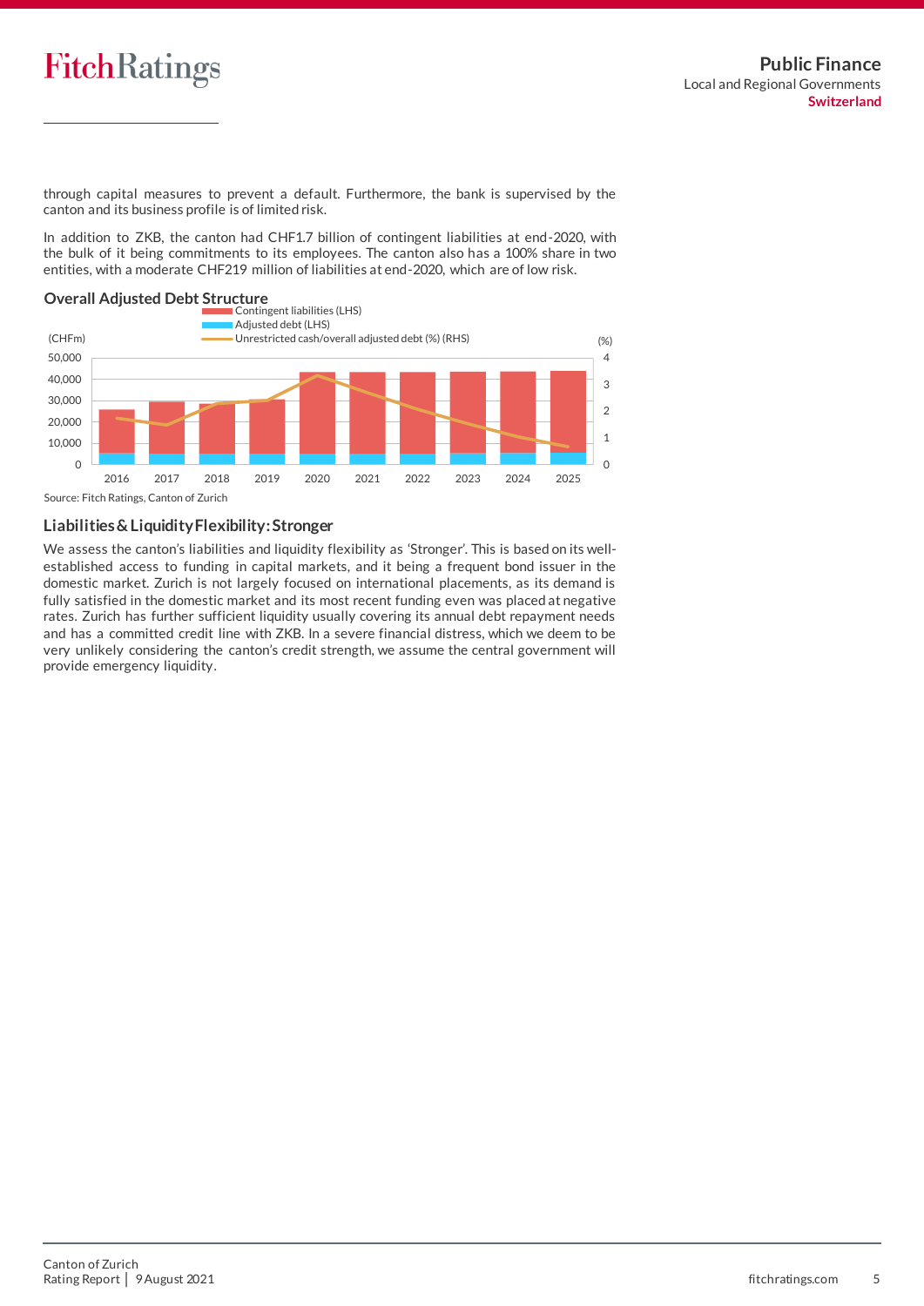through capital measures to prevent a default. Furthermore, the bank is supervised by the canton and its business profile is of limited risk.

In addition to ZKB, the canton had CHF1.7 billion of contingent liabilities at end-2020, with the bulk of it being commitments to its employees. The canton also has a 100% share in two entities, with a moderate CHF219 million of liabilities at end-2020, which are of low risk.

**Overall Adjusted Debt Structure**

Contingent liabilities (LHS)
Adjusted debt (LHS)
Unrestricted cash/overall adjusted debt (%) (RHS)

(CHFm)
50,000
40,000
30,000
20,000
10,000
0

(%)
4
3
2
1
0

2016 2017 2018 2019 2020 2021 2022 2023 2024 2025

Source: Fitch Ratings, Canton of Zurich

## Liabilities & Liquidity Flexibility: Stronger

We assess the canton's liabilities and liquidity flexibility as 'Stronger'. This is based on its well-established access to funding in capital markets, and it being a frequent bond issuer in the domestic market. Zurich is not largely focused on international placements, as its demand is fully satisfied in the domestic market and its most recent funding even was placed at negative rates. Zurich has further sufficient liquidity usually covering its annual debt repayment needs and has a committed credit line with ZKB. In a severe financial distress, which we deem to be very unlikely considering the canton's credit strength, we assume the central government will provide emergency liquidity.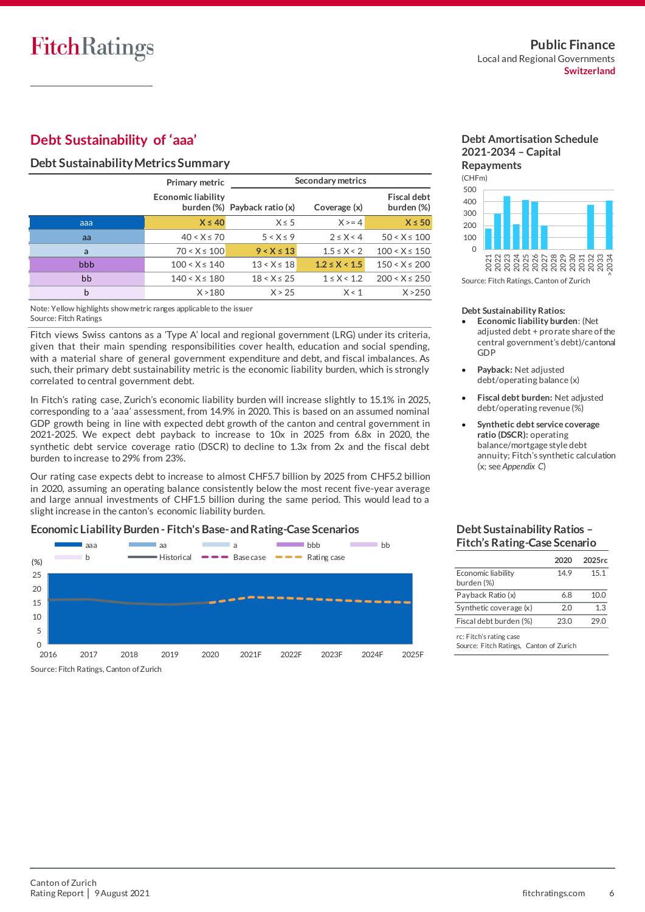## Debt Sustainability of 'aaa'

### Debt Sustainability Metrics Summary

| | Primary metric | Secondary metrics | | |
|---|---|---|---|---|
| | Economic liability burden (%) | Payback ratio (x) | Coverage (x) | Fiscal debt burden (%) |
| aaa | **X ≤ 40** | X ≤ 5 | X >= 4 | **X ≤ 50** |
| aa | 40 < X ≤ 70 | 5 < X ≤ 9 | 2 ≤ X < 4 | 50 < X ≤ 100 |
| a | 70 < X ≤ 100 | **9 < X ≤ 13** | 1.5 ≤ X < 2 | 100 < X ≤ 150 |
| bbb | 100 < X ≤ 140 | 13 < X ≤ 18 | **1.2 ≤ X < 1.5** | 150 < X ≤ 200 |
| bb | 140 < X ≤ 180 | 18 < X ≤ 25 | 1 ≤ X < 1.2 | 200 < X ≤ 250 |
| b | X > 180 | X > 25 | X < 1 | X > 250 |

Note: Yellow highlights show metric ranges applicable to the issuer
Source: Fitch Ratings

Fitch views Swiss cantons as a 'Type A' local and regional government (LRG) under its criteria, given that their main spending responsibilities cover health, education and social spending, with a material share of general government expenditure and debt, and fiscal imbalances. As such, their primary debt sustainability metric is the economic liability burden, which is strongly correlated to central government debt.

In Fitch's rating case, Zurich's economic liability burden will increase slightly to 15.1% in 2025, corresponding to a 'aaa' assessment, from 14.9% in 2020. This is based on an assumed nominal GDP growth being in line with expected debt growth of the canton and central government in 2021-2025. We expect debt payback to increase to 10x in 2025 from 6.8x in 2020, the synthetic debt service coverage ratio (DSCR) to decline to 1.3x from 2x and the fiscal debt burden to increase to 29% from 23%.

Our rating case expects debt to increase to almost CHF5.7 billion by 2025 from CHF5.2 billion in 2020, assuming an operating balance consistently below the most recent five-year average and large annual investments of CHF1.5 billion during the same period. This would lead to a slight increase in the canton's economic liability burden.

### Economic Liability Burden - Fitch's Base- and Rating-Case Scenarios

aaa
aa
a
bbb
bb
b
Historical
Base case
Rating case
(%)
25
20
15
10
5
0
2016
2017
2018
2019
2020
2021F
2022F
2023F
2024F
2025F

Source: Fitch Ratings, Canton of Zurich

### Debt Amortisation Schedule 2021-2034 – Capital Repayments

(CHFm)
500
400
300
200
100
0
2021
2022
2023
2024
2025
2026
2027
2028
2029
2030
2031
2032
2033
>2034

Source: Fitch Ratings, Canton of Zurich

**Debt Sustainability Ratios:**

- **Economic liability burden**: (Net adjusted debt + prorate share of the central government's debt)/cantonal GDP
- **Payback:** Net adjusted debt/operating balance (x)
- **Fiscal debt burden:** Net adjusted debt/operating revenue (%)
- **Synthetic debt service coverage ratio (DSCR):** operating balance/mortgage style debt annuity; Fitch's synthetic calculation (x; see *Appendix C*)

### Debt Sustainability Ratios – Fitch's Rating-Case Scenario

| | 2020 | 2025rc |
|---|---|---|
| Economic liability burden (%) | 14.9 | 15.1 |
| Payback Ratio (x) | 6.8 | 10.0 |
| Synthetic coverage (x) | 2.0 | 1.3 |
| Fiscal debt burden (%) | 23.0 | 29.0 |

rc: Fitch's rating case
Source: Fitch Ratings, Canton of Zurich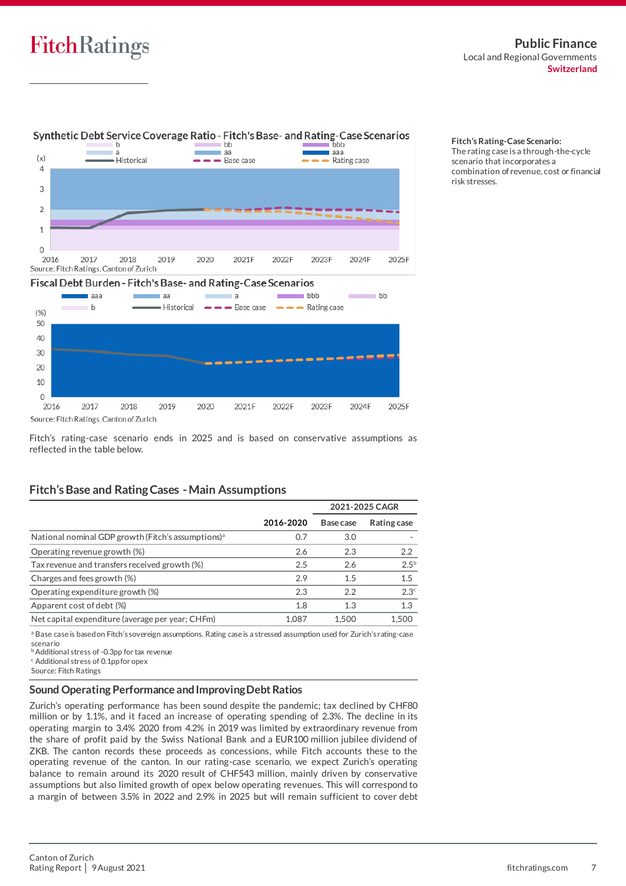## Synthetic Debt Service Coverage Ratio - Fitch's Base- and Rating-Case Scenarios

b
bb
bbb
a
aa
aaa
Historical
Base case
Rating case

(x)
4
3
2
1
0
2016
2017
2018
2019
2020
2021F
2022F
2023F
2024F
2025F

Source: Fitch Ratings, Canton of Zurich

## Fiscal Debt Burden - Fitch's Base- and Rating-Case Scenarios

aaa
aa
a
bbb
bb
b
Historical
Base case
Rating case

(%)
50
40
30
20
10
0
2016
2017
2018
2019
2020
2021F
2022F
2023F
2024F
2025F

Source: Fitch Ratings, Canton of Zurich

**Fitch's Rating-Case Scenario:**
The rating case is a through-the-cycle scenario that incorporates a combination of revenue, cost or financial risk stresses.

Fitch's rating-case scenario ends in 2025 and is based on conservative assumptions as reflected in the table below.

## Fitch's Base and Rating Cases - Main Assumptions

| | | 2021-2025 CAGR | |
|---|---|---|---|
| | **2016-2020** | **Base case** | **Rating case** |
| National nominal GDP growth (Fitch's assumptions)[a] | 0.7 | 3.0 | - |
| Operating revenue growth (%) | 2.6 | 2.3 | 2.2 |
| Tax revenue and transfers received growth (%) | 2.5 | 2.6 | 2.5[b] |
| Charges and fees growth (%) | 2.9 | 1.5 | 1.5 |
| Operating expenditure growth (%) | 2.3 | 2.2 | 2.3[c] |
| Apparent cost of debt (%) | 1.8 | 1.3 | 1.3 |
| Net capital expenditure (average per year; CHFm) | 1,087 | 1,500 | 1,500 |

[a] Base case is based on Fitch's sovereign assumptions. Rating case is a stressed assumption used for Zurich's rating-case scenario
[b] Additional stress of -0.3pp for tax revenue
[c] Additional stress of 0.1pp for opex
Source: Fitch Ratings

## Sound Operating Performance and Improving Debt Ratios

Zurich's operating performance has been sound despite the pandemic; tax declined by CHF80 million or by 1.1%, and it faced an increase of operating spending of 2.3%. The decline in its operating margin to 3.4% 2020 from 4.2% in 2019 was limited by extraordinary revenue from the share of profit paid by the Swiss National Bank and a EUR100 million jubilee dividend of ZKB. The canton records these proceeds as concessions, while Fitch accounts these to the operating revenue of the canton. In our rating-case scenario, we expect Zurich's operating balance to remain around its 2020 result of CHF543 million, mainly driven by conservative assumptions but also limited growth of opex below operating revenues. This will correspond to a margin of between 3.5% in 2022 and 2.9% in 2025 but will remain sufficient to cover debt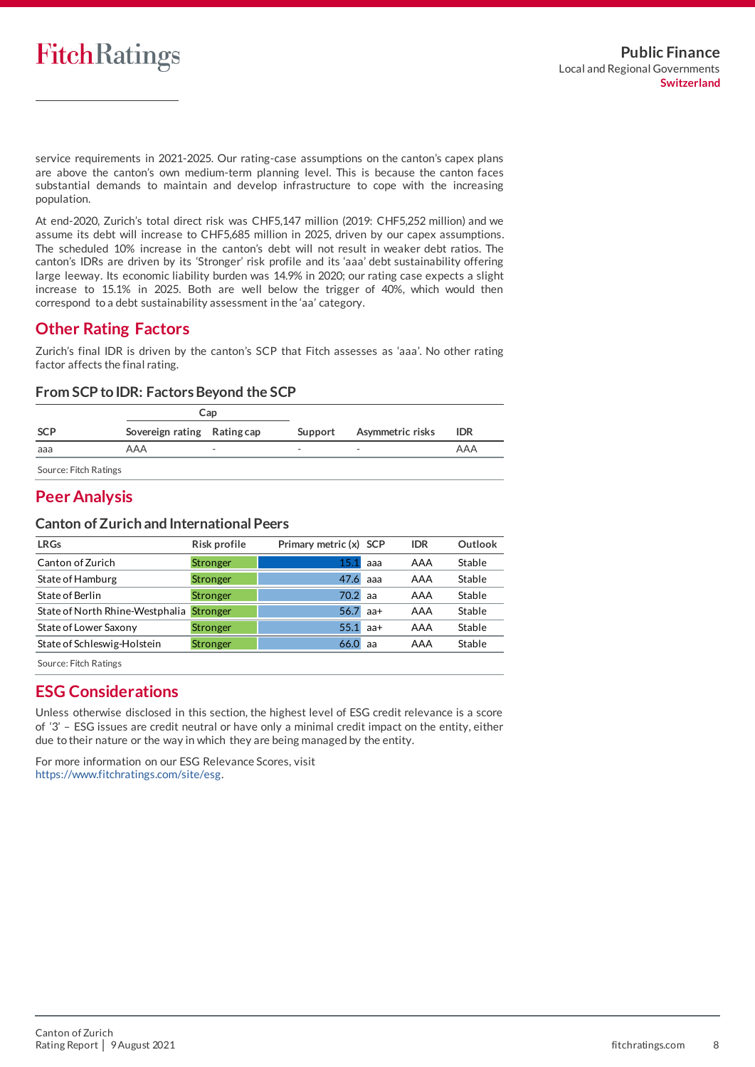service requirements in 2021-2025. Our rating-case assumptions on the canton's capex plans are above the canton's own medium-term planning level. This is because the canton faces substantial demands to maintain and develop infrastructure to cope with the increasing population.

At end-2020, Zurich's total direct risk was CHF5,147 million (2019: CHF5,252 million) and we assume its debt will increase to CHF5,685 million in 2025, driven by our capex assumptions. The scheduled 10% increase in the canton's debt will not result in weaker debt ratios. The canton's IDRs are driven by its 'Stronger' risk profile and its 'aaa' debt sustainability offering large leeway. Its economic liability burden was 14.9% in 2020; our rating case expects a slight increase to 15.1% in 2025. Both are well below the trigger of 40%, which would then correspond to a debt sustainability assessment in the 'aa' category.

## Other Rating Factors

Zurich's final IDR is driven by the canton's SCP that Fitch assesses as 'aaa'. No other rating factor affects the final rating.

### From SCP to IDR: Factors Beyond the SCP

| | Cap | | | | |
|---|---|---|---|---|---|
| SCP | Sovereign rating | Rating cap | Support | Asymmetric risks | IDR |
| aaa | AAA | - | - | - | AAA |

Source: Fitch Ratings

## Peer Analysis

### Canton of Zurich and International Peers

| LRGs | Risk profile | Primary metric (x) | SCP | IDR | Outlook |
|---|---|---|---|---|---|
| Canton of Zurich | Stronger | 15.1 | aaa | AAA | Stable |
| State of Hamburg | Stronger | 47.6 | aaa | AAA | Stable |
| State of Berlin | Stronger | 70.2 | aa | AAA | Stable |
| State of North Rhine-Westphalia | Stronger | 56.7 | aa+ | AAA | Stable |
| State of Lower Saxony | Stronger | 55.1 | aa+ | AAA | Stable |
| State of Schleswig-Holstein | Stronger | 66.0 | aa | AAA | Stable |

Source: Fitch Ratings

## ESG Considerations

Unless otherwise disclosed in this section, the highest level of ESG credit relevance is a score of '3' – ESG issues are credit neutral or have only a minimal credit impact on the entity, either due to their nature or the way in which they are being managed by the entity.

For more information on our ESG Relevance Scores, visit https://www.fitchratings.com/site/esg.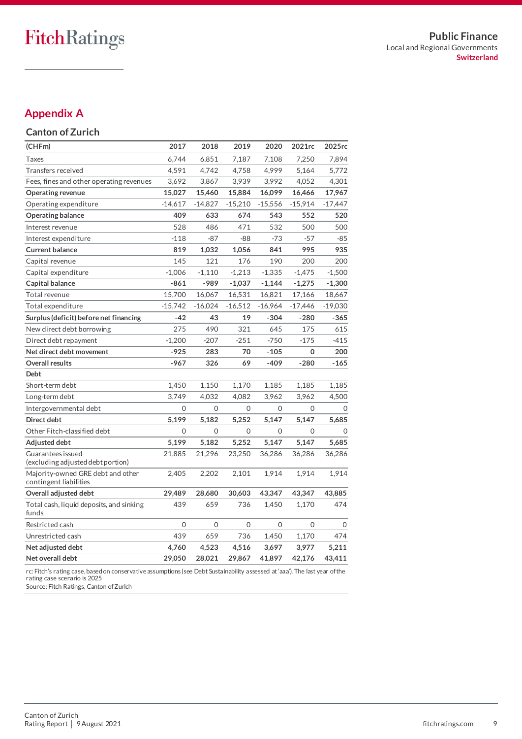## Appendix A

### Canton of Zurich

| (CHFm) | 2017 | 2018 | 2019 | 2020 | 2021rc | 2025rc |
|---|---|---|---|---|---|---|
| Taxes | 6,744 | 6,851 | 7,187 | 7,108 | 7,250 | 7,894 |
| Transfers received | 4,591 | 4,742 | 4,758 | 4,999 | 5,164 | 5,772 |
| Fees, fines and other operating revenues | 3,692 | 3,867 | 3,939 | 3,992 | 4,052 | 4,301 |
| **Operating revenue** | **15,027** | **15,460** | **15,884** | **16,099** | **16,466** | **17,967** |
| Operating expenditure | -14,617 | -14,827 | -15,210 | -15,556 | -15,914 | -17,447 |
| **Operating balance** | **409** | **633** | **674** | **543** | **552** | **520** |
| Interest revenue | 528 | 486 | 471 | 532 | 500 | 500 |
| Interest expenditure | -118 | -87 | -88 | -73 | -57 | -85 |
| **Current balance** | **819** | **1,032** | **1,056** | **841** | **995** | **935** |
| Capital revenue | 145 | 121 | 176 | 190 | 200 | 200 |
| Capital expenditure | -1,006 | -1,110 | -1,213 | -1,335 | -1,475 | -1,500 |
| **Capital balance** | **-861** | **-989** | **-1,037** | **-1,144** | **-1,275** | **-1,300** |
| Total revenue | 15,700 | 16,067 | 16,531 | 16,821 | 17,166 | 18,667 |
| Total expenditure | -15,742 | -16,024 | -16,512 | -16,964 | -17,446 | -19,030 |
| **Surplus (deficit) before net financing** | **-42** | **43** | **19** | **-304** | **-280** | **-365** |
| New direct debt borrowing | 275 | 490 | 321 | 645 | 175 | 615 |
| Direct debt repayment | -1,200 | -207 | -251 | -750 | -175 | -415 |
| **Net direct debt movement** | **-925** | **283** | **70** | **-105** | **0** | **200** |
| **Overall results** | **-967** | **326** | **69** | **-409** | **-280** | **-165** |
| **Debt** | | | | | | |
| Short-term debt | 1,450 | 1,150 | 1,170 | 1,185 | 1,185 | 1,185 |
| Long-term debt | 3,749 | 4,032 | 4,082 | 3,962 | 3,962 | 4,500 |
| Intergovernmental debt | 0 | 0 | 0 | 0 | 0 | 0 |
| **Direct debt** | **5,199** | **5,182** | **5,252** | **5,147** | **5,147** | **5,685** |
| Other Fitch-classified debt | 0 | 0 | 0 | 0 | 0 | 0 |
| **Adjusted debt** | **5,199** | **5,182** | **5,252** | **5,147** | **5,147** | **5,685** |
| Guarantees issued (excluding adjusted debt portion) | 21,885 | 21,296 | 23,250 | 36,286 | 36,286 | 36,286 |
| Majority-owned GRE debt and other contingent liabilities | 2,405 | 2,202 | 2,101 | 1,914 | 1,914 | 1,914 |
| **Overall adjusted debt** | **29,489** | **28,680** | **30,603** | **43,347** | **43,347** | **43,885** |
| Total cash, liquid deposits, and sinking funds | 439 | 659 | 736 | 1,450 | 1,170 | 474 |
| Restricted cash | 0 | 0 | 0 | 0 | 0 | 0 |
| Unrestricted cash | 439 | 659 | 736 | 1,450 | 1,170 | 474 |
| **Net adjusted debt** | **4,760** | **4,523** | **4,516** | **3,697** | **3,977** | **5,211** |
| **Net overall debt** | **29,050** | **28,021** | **29,867** | **41,897** | **42,176** | **43,411** |

rc: Fitch's rating case, based on conservative assumptions (see Debt Sustainability assessed at 'aaa'). The last year of the rating case scenario is 2025
Source: Fitch Ratings, Canton of Zurich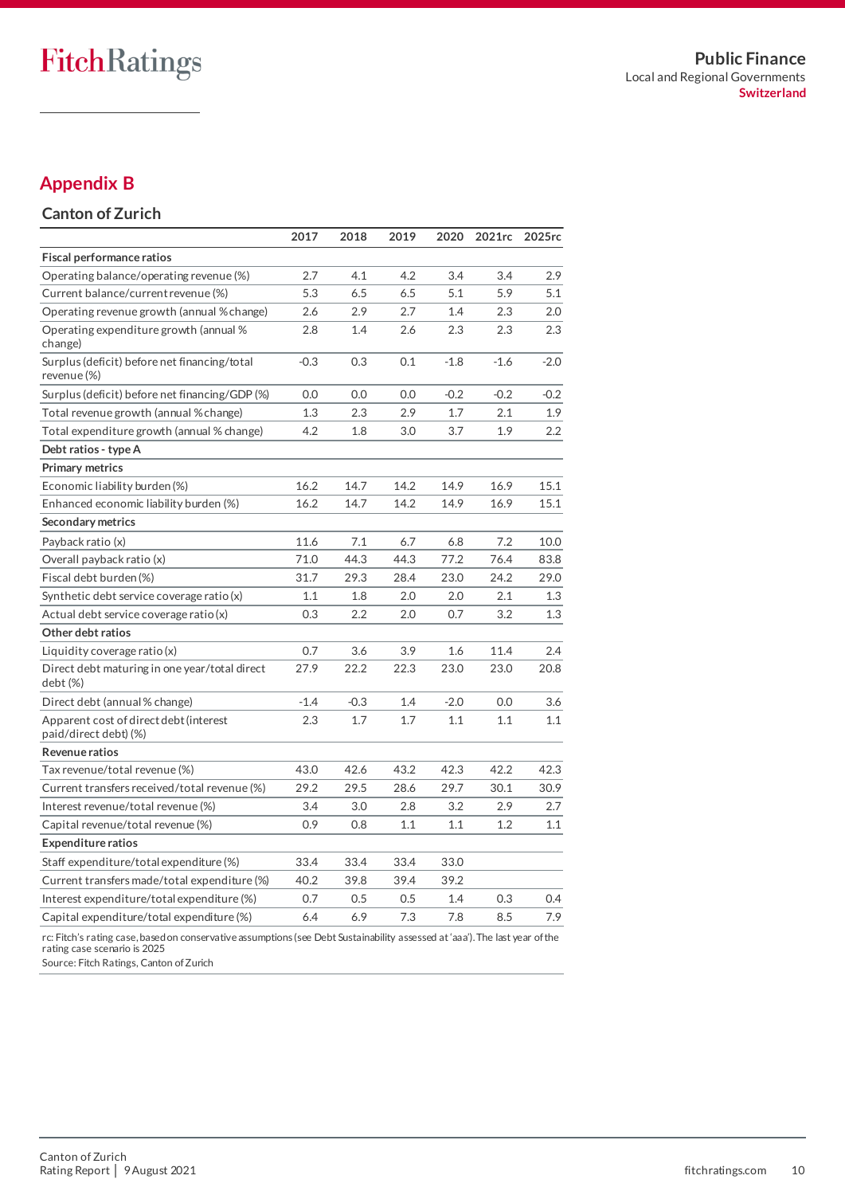## Appendix B

### Canton of Zurich

| | 2017 | 2018 | 2019 | 2020 | 2021rc | 2025rc |
|---|---|---|---|---|---|---|
| **Fiscal performance ratios** | | | | | | |
| Operating balance/operating revenue (%) | 2.7 | 4.1 | 4.2 | 3.4 | 3.4 | 2.9 |
| Current balance/current revenue (%) | 5.3 | 6.5 | 6.5 | 5.1 | 5.9 | 5.1 |
| Operating revenue growth (annual % change) | 2.6 | 2.9 | 2.7 | 1.4 | 2.3 | 2.0 |
| Operating expenditure growth (annual % change) | 2.8 | 1.4 | 2.6 | 2.3 | 2.3 | 2.3 |
| Surplus (deficit) before net financing/total revenue (%) | -0.3 | 0.3 | 0.1 | -1.8 | -1.6 | -2.0 |
| Surplus (deficit) before net financing/GDP (%) | 0.0 | 0.0 | 0.0 | -0.2 | -0.2 | -0.2 |
| Total revenue growth (annual % change) | 1.3 | 2.3 | 2.9 | 1.7 | 2.1 | 1.9 |
| Total expenditure growth (annual % change) | 4.2 | 1.8 | 3.0 | 3.7 | 1.9 | 2.2 |
| **Debt ratios - type A** | | | | | | |
| **Primary metrics** | | | | | | |
| Economic liability burden (%) | 16.2 | 14.7 | 14.2 | 14.9 | 16.9 | 15.1 |
| Enhanced economic liability burden (%) | 16.2 | 14.7 | 14.2 | 14.9 | 16.9 | 15.1 |
| **Secondary metrics** | | | | | | |
| Payback ratio (x) | 11.6 | 7.1 | 6.7 | 6.8 | 7.2 | 10.0 |
| Overall payback ratio (x) | 71.0 | 44.3 | 44.3 | 77.2 | 76.4 | 83.8 |
| Fiscal debt burden (%) | 31.7 | 29.3 | 28.4 | 23.0 | 24.2 | 29.0 |
| Synthetic debt service coverage ratio (x) | 1.1 | 1.8 | 2.0 | 2.0 | 2.1 | 1.3 |
| Actual debt service coverage ratio (x) | 0.3 | 2.2 | 2.0 | 0.7 | 3.2 | 1.3 |
| **Other debt ratios** | | | | | | |
| Liquidity coverage ratio (x) | 0.7 | 3.6 | 3.9 | 1.6 | 11.4 | 2.4 |
| Direct debt maturing in one year/total direct debt (%) | 27.9 | 22.2 | 22.3 | 23.0 | 23.0 | 20.8 |
| Direct debt (annual % change) | -1.4 | -0.3 | 1.4 | -2.0 | 0.0 | 3.6 |
| Apparent cost of direct debt (interest paid/direct debt) (%) | 2.3 | 1.7 | 1.7 | 1.1 | 1.1 | 1.1 |
| **Revenue ratios** | | | | | | |
| Tax revenue/total revenue (%) | 43.0 | 42.6 | 43.2 | 42.3 | 42.2 | 42.3 |
| Current transfers received/total revenue (%) | 29.2 | 29.5 | 28.6 | 29.7 | 30.1 | 30.9 |
| Interest revenue/total revenue (%) | 3.4 | 3.0 | 2.8 | 3.2 | 2.9 | 2.7 |
| Capital revenue/total revenue (%) | 0.9 | 0.8 | 1.1 | 1.1 | 1.2 | 1.1 |
| **Expenditure ratios** | | | | | | |
| Staff expenditure/total expenditure (%) | 33.4 | 33.4 | 33.4 | 33.0 | | |
| Current transfers made/total expenditure (%) | 40.2 | 39.8 | 39.4 | 39.2 | | |
| Interest expenditure/total expenditure (%) | 0.7 | 0.5 | 0.5 | 1.4 | 0.3 | 0.4 |
| Capital expenditure/total expenditure (%) | 6.4 | 6.9 | 7.3 | 7.8 | 8.5 | 7.9 |

rc: Fitch's rating case, based on conservative assumptions (see Debt Sustainability assessed at 'aaa'). The last year of the rating case scenario is 2025

Source: Fitch Ratings, Canton of Zurich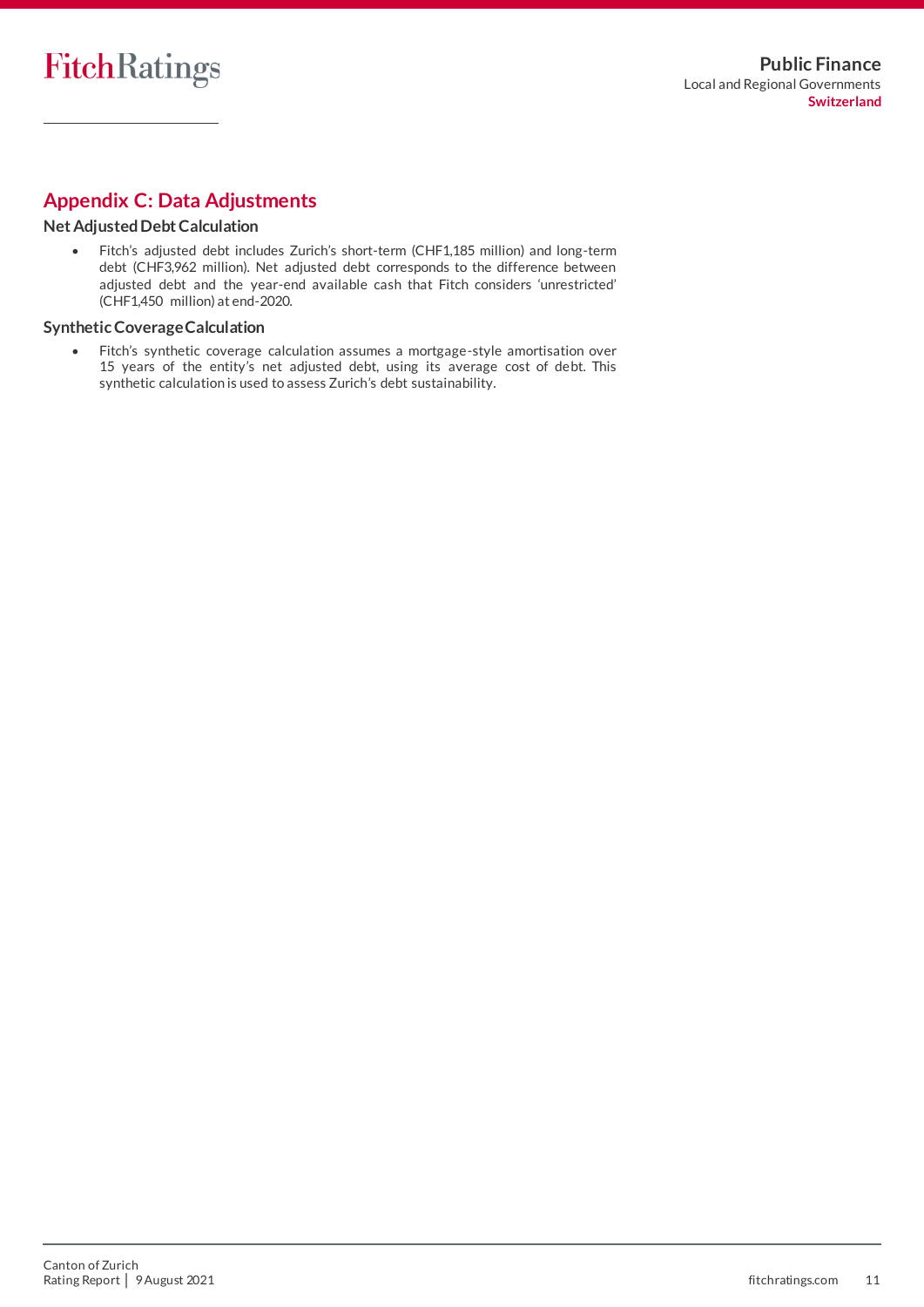## Appendix C: Data Adjustments

### Net Adjusted Debt Calculation

- Fitch's adjusted debt includes Zurich's short-term (CHF1,185 million) and long-term debt (CHF3,962 million). Net adjusted debt corresponds to the difference between adjusted debt and the year-end available cash that Fitch considers 'unrestricted' (CHF1,450 million) at end-2020.

### Synthetic Coverage Calculation

- Fitch's synthetic coverage calculation assumes a mortgage-style amortisation over 15 years of the entity's net adjusted debt, using its average cost of debt. This synthetic calculation is used to assess Zurich's debt sustainability.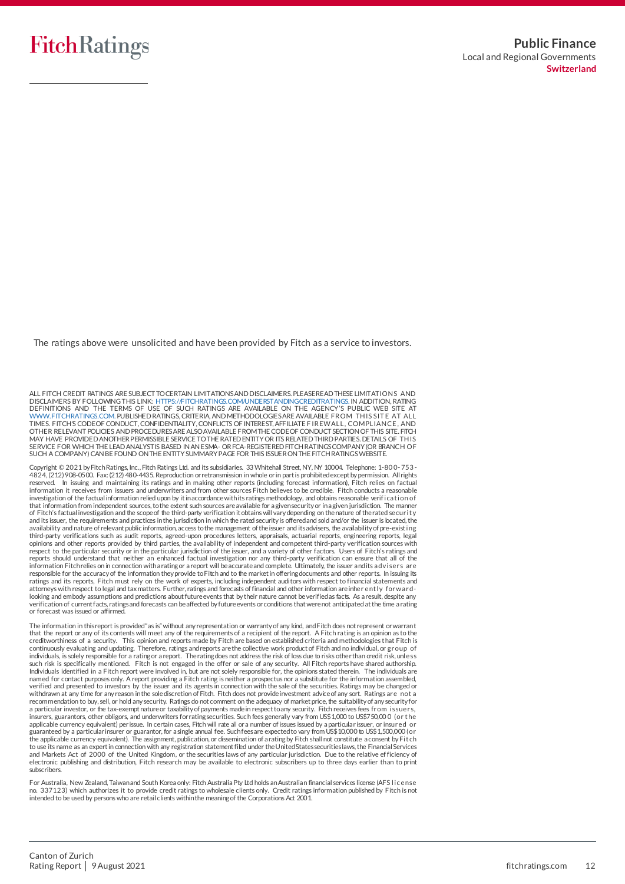The ratings above were unsolicited and have been provided by Fitch as a service to investors.

ALL FITCH CREDIT RATINGS ARE SUBJECT TO CERTAIN LIMITATIONS AND DISCLAIMERS. PLEASE READ THESE LIMITATIONS AND DISCLAIMERS BY FOLLOWING THIS LINK: HTTPS://FITCHRATINGS.COM/UNDERSTANDINGCREDITRATINGS. IN ADDITION, RATING DEFINITIONS AND THE TERMS OF USE OF SUCH RATINGS ARE AVAILABLE ON THE AGENCY'S PUBLIC WEB SITE AT WWW.FITCHRATINGS.COM. PUBLISHED RATINGS, CRITERIA, AND METHODOLOGIES ARE AVAILABLE FROM THIS SITE AT ALL TIMES. FITCH'S CODE OF CONDUCT, CONFIDENTIALITY, CONFLICTS OF INTEREST, AFFILIATE FIREWALL, COMPLIANCE, AND OTHER RELEVANT POLICIES AND PROCEDURES ARE ALSO AVAILABLE FROM THE CODE OF CONDUCT SECTION OF THIS SITE. FITCH MAY HAVE PROVIDED ANOTHER PERMISSIBLE SERVICE TO THE RATED ENTITY OR ITS RELATED THIRD PARTIES. DETAILS OF THIS SERVICE FOR WHICH THE LEAD ANALYST IS BASED IN AN ESMA- OR FCA-REGISTERED FITCH RATINGS COMPANY (OR BRANCH OF SUCH A COMPANY) CAN BE FOUND ON THE ENTITY SUMMARY PAGE FOR THIS ISSUER ON THE FITCH RATINGS WEBSITE.

Copyright © 2021 by Fitch Ratings, Inc., Fitch Ratings Ltd. and its subsidiaries. 33 Whitehall Street, NY, NY 10004. Telephone: 1-800-753-4824, (212) 908-0500. Fax: (212) 480-4435. Reproduction or retransmission in whole or in part is prohibited except by permission. All rights reserved. In issuing and maintaining its ratings and in making other reports (including forecast information), Fitch relies on factual information it receives from issuers and underwriters and from other sources Fitch believes to be credible. Fitch conducts a reasonable investigation of the factual information relied upon by it in accordance with its ratings methodology, and obtains reasonable verification of that information from independent sources, to the extent such sources are available for a given security or in a given jurisdiction. The manner of Fitch's factual investigation and the scope of the third-party verification it obtains will vary depending on the nature of the rated security and its issuer, the requirements and practices in the jurisdiction in which the rated security is offered and sold and/or the issuer is located, the availability and nature of relevant public information, access to the management of the issuer and its advisers, the availability of pre-existing third-party verifications such as audit reports, agreed-upon procedures letters, appraisals, actuarial reports, engineering reports, legal opinions and other reports provided by third parties, the availability of independent and competent third-party verification sources with respect to the particular security or in the particular jurisdiction of the issuer, and a variety of other factors. Users of Fitch's ratings and reports should understand that neither an enhanced factual investigation nor any third-party verification can ensure that all of the information Fitch relies on in connection with a rating or a report will be accurate and complete. Ultimately, the issuer and its advisers are responsible for the accuracy of the information they provide to Fitch and to the market in offering documents and other reports. In issuing its ratings and its reports, Fitch must rely on the work of experts, including independent auditors with respect to financial statements and attorneys with respect to legal and tax matters. Further, ratings and forecasts of financial and other information are inherently forward-looking and embody assumptions and predictions about future events that by their nature cannot be verified as facts. As a result, despite any verification of current facts, ratings and forecasts can be affected by future events or conditions that were not anticipated at the time a rating or forecast was issued or affirmed.

The information in this report is provided "as is" without any representation or warranty of any kind, and Fitch does not represent or warrant that the report or any of its contents will meet any of the requirements of a recipient of the report. A Fitch rating is an opinion as to the creditworthiness of a security. This opinion and reports made by Fitch are based on established criteria and methodologies that Fitch is continuously evaluating and updating. Therefore, ratings and reports are the collective work product of Fitch and no individual, or group of individuals, is solely responsible for a rating or a report. The rating does not address the risk of loss due to risks other than credit risk, unless such risk is specifically mentioned. Fitch is not engaged in the offer or sale of any security. All Fitch reports have shared authorship. Individuals identified in a Fitch report were involved in, but are not solely responsible for, the opinions stated therein. The individuals are named for contact purposes only. A report providing a Fitch rating is neither a prospectus nor a substitute for the information assembled, verified and presented to investors by the issuer and its agents in connection with the sale of the securities. Ratings may be changed or withdrawn at any time for any reason in the sole discretion of Fitch. Fitch does not provide investment advice of any sort. Ratings are not a recommendation to buy, sell, or hold any security. Ratings do not comment on the adequacy of market price, the suitability of any security for a particular investor, or the tax-exempt nature or taxability of payments made in respect to any security. Fitch receives fees from issuers, insurers, guarantors, other obligors, and underwriters for rating securities. Such fees generally vary from US$1,000 to US$750,000 (or the applicable currency equivalent) per issue. In certain cases, Fitch will rate all or a number of issues issued by a particular issuer, or insured or guaranteed by a particular insurer or guarantor, for a single annual fee. Such fees are expected to vary from US$10,000 to US$1,500,000 (or the applicable currency equivalent). The assignment, publication, or dissemination of a rating by Fitch shall not constitute a consent by Fitch to use its name as an expert in connection with any registration statement filed under the United States securities laws, the Financial Services and Markets Act of 2000 of the United Kingdom, or the securities laws of any particular jurisdiction. Due to the relative efficiency of electronic publishing and distribution, Fitch research may be available to electronic subscribers up to three days earlier than to print subscribers.

For Australia, New Zealand, Taiwan and South Korea only: Fitch Australia Pty Ltd holds an Australian financial services license (AFS license no. 337123) which authorizes it to provide credit ratings to wholesale clients only. Credit ratings information published by Fitch is not intended to be used by persons who are retail clients within the meaning of the Corporations Act 2001.